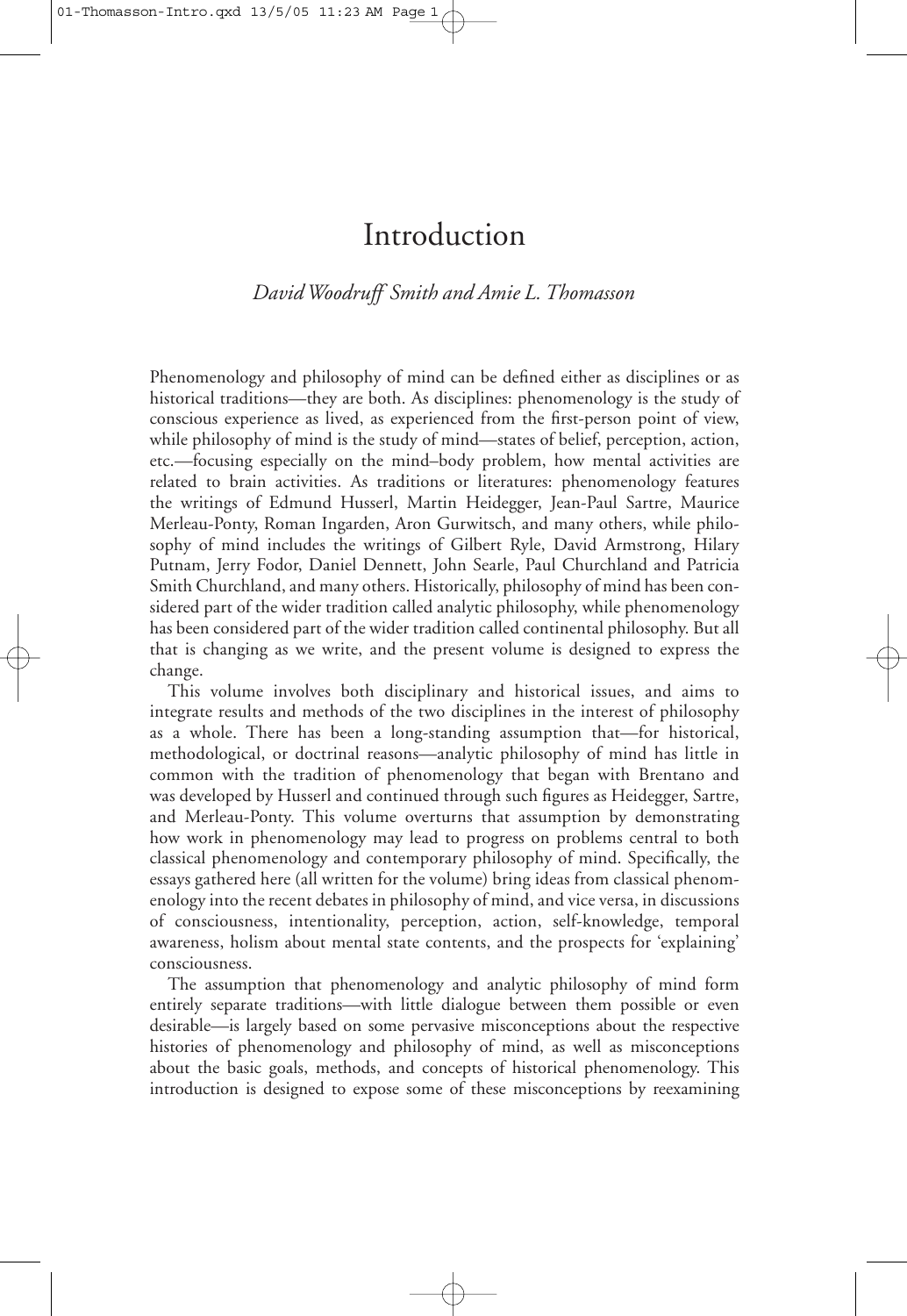# Introduction

*David Woodruff Smith and Amie L. Thomasson*

Phenomenology and philosophy of mind can be defined either as disciplines or as historical traditions—they are both. As disciplines: phenomenology is the study of conscious experience as lived, as experienced from the first-person point of view, while philosophy of mind is the study of mind—states of belief, perception, action, etc.—focusing especially on the mind–body problem, how mental activities are related to brain activities. As traditions or literatures: phenomenology features the writings of Edmund Husserl, Martin Heidegger, Jean-Paul Sartre, Maurice Merleau-Ponty, Roman Ingarden, Aron Gurwitsch, and many others, while philosophy of mind includes the writings of Gilbert Ryle, David Armstrong, Hilary Putnam, Jerry Fodor, Daniel Dennett, John Searle, Paul Churchland and Patricia Smith Churchland, and many others. Historically, philosophy of mind has been considered part of the wider tradition called analytic philosophy, while phenomenology has been considered part of the wider tradition called continental philosophy. But all that is changing as we write, and the present volume is designed to express the change.

This volume involves both disciplinary and historical issues, and aims to integrate results and methods of the two disciplines in the interest of philosophy as a whole. There has been a long-standing assumption that—for historical, methodological, or doctrinal reasons—analytic philosophy of mind has little in common with the tradition of phenomenology that began with Brentano and was developed by Husserl and continued through such figures as Heidegger, Sartre, and Merleau-Ponty. This volume overturns that assumption by demonstrating how work in phenomenology may lead to progress on problems central to both classical phenomenology and contemporary philosophy of mind. Specifically, the essays gathered here (all written for the volume) bring ideas from classical phenomenology into the recent debates in philosophy of mind, and vice versa, in discussions of consciousness, intentionality, perception, action, self-knowledge, temporal awareness, holism about mental state contents, and the prospects for 'explaining' consciousness.

The assumption that phenomenology and analytic philosophy of mind form entirely separate traditions—with little dialogue between them possible or even desirable—is largely based on some pervasive misconceptions about the respective histories of phenomenology and philosophy of mind, as well as misconceptions about the basic goals, methods, and concepts of historical phenomenology. This introduction is designed to expose some of these misconceptions by reexamining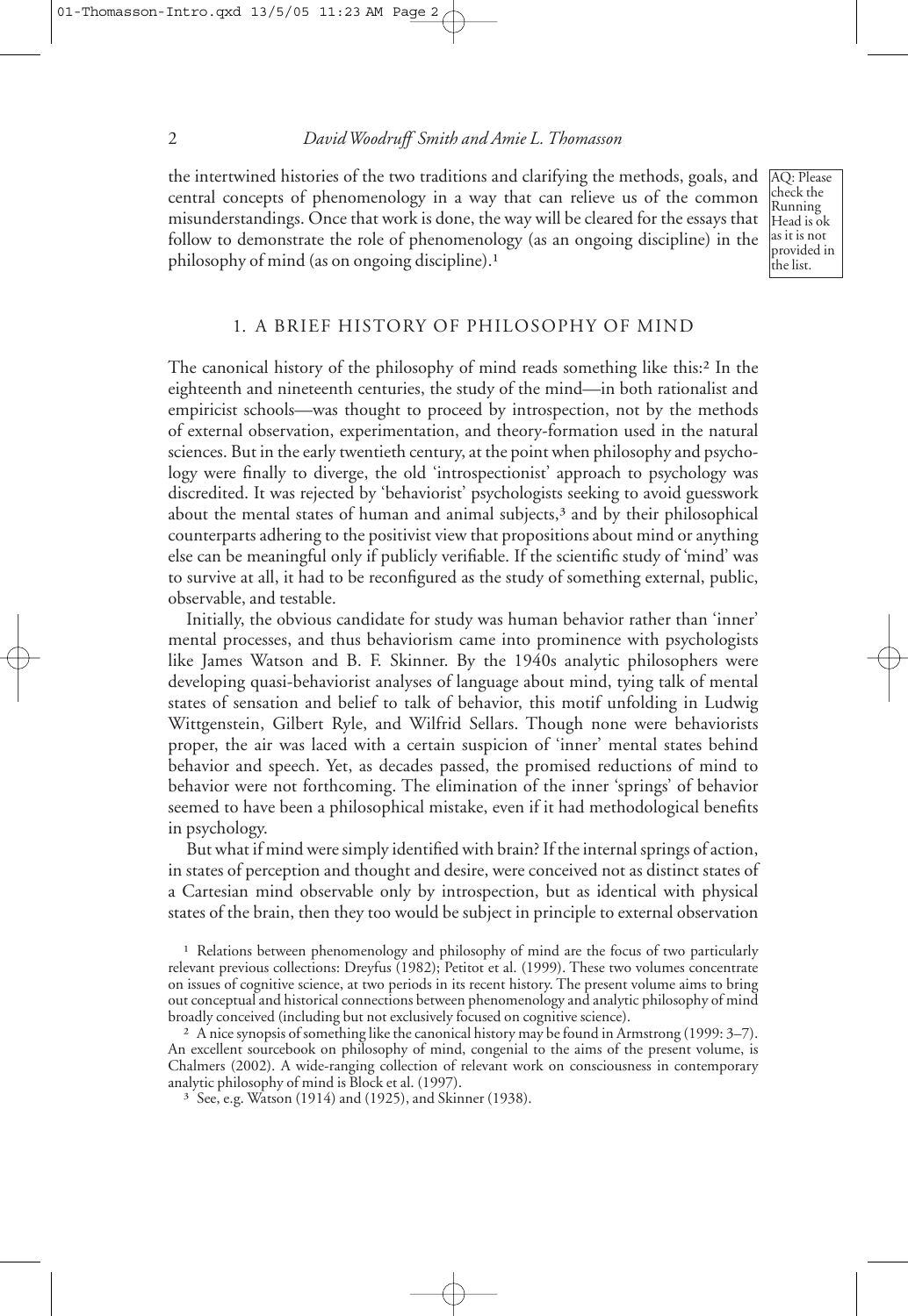the intertwined histories of the two traditions and clarifying the methods, goals, and central concepts of phenomenology in a way that can relieve us of the common misunderstandings. Once that work is done, the way will be cleared for the essays that follow to demonstrate the role of phenomenology (as an ongoing discipline) in the philosophy of mind (as on ongoing discipline).[1]

## 1. A BRIEF HISTORY OF PHILOSOPHY OF MIND

The canonical history of the philosophy of mind reads something like this:[2] In the eighteenth and nineteenth centuries, the study of the mind—in both rationalist and empiricist schools—was thought to proceed by introspection, not by the methods of external observation, experimentation, and theory-formation used in the natural sciences. But in the early twentieth century, at the point when philosophy and psychology were finally to diverge, the old 'introspectionist' approach to psychology was discredited. It was rejected by 'behaviorist' psychologists seeking to avoid guesswork about the mental states of human and animal subjects,[3] and by their philosophical counterparts adhering to the positivist view that propositions about mind or anything else can be meaningful only if publicly verifiable. If the scientific study of 'mind' was to survive at all, it had to be reconfigured as the study of something external, public, observable, and testable.

Initially, the obvious candidate for study was human behavior rather than 'inner' mental processes, and thus behaviorism came into prominence with psychologists like James Watson and B. F. Skinner. By the 1940s analytic philosophers were developing quasi-behaviorist analyses of language about mind, tying talk of mental states of sensation and belief to talk of behavior, this motif unfolding in Ludwig Wittgenstein, Gilbert Ryle, and Wilfrid Sellars. Though none were behaviorists proper, the air was laced with a certain suspicion of 'inner' mental states behind behavior and speech. Yet, as decades passed, the promised reductions of mind to behavior were not forthcoming. The elimination of the inner 'springs' of behavior seemed to have been a philosophical mistake, even if it had methodological benefits in psychology.

But what if mind were simply identified with brain? If the internal springs of action, in states of perception and thought and desire, were conceived not as distinct states of a Cartesian mind observable only by introspection, but as identical with physical states of the brain, then they too would be subject in principle to external observation

[1] Relations between phenomenology and philosophy of mind are the focus of two particularly relevant previous collections: Dreyfus (1982); Petitot et al. (1999). These two volumes concentrate on issues of cognitive science, at two periods in its recent history. The present volume aims to bring out conceptual and historical connections between phenomenology and analytic philosophy of mind broadly conceived (including but not exclusively focused on cognitive science).

[2] A nice synopsis of something like the canonical history may be found in Armstrong (1999: 3–7). An excellent sourcebook on philosophy of mind, congenial to the aims of the present volume, is Chalmers (2002). A wide-ranging collection of relevant work on consciousness in contemporary analytic philosophy of mind is Block et al. (1997).

[3] See, e.g. Watson (1914) and (1925), and Skinner (1938).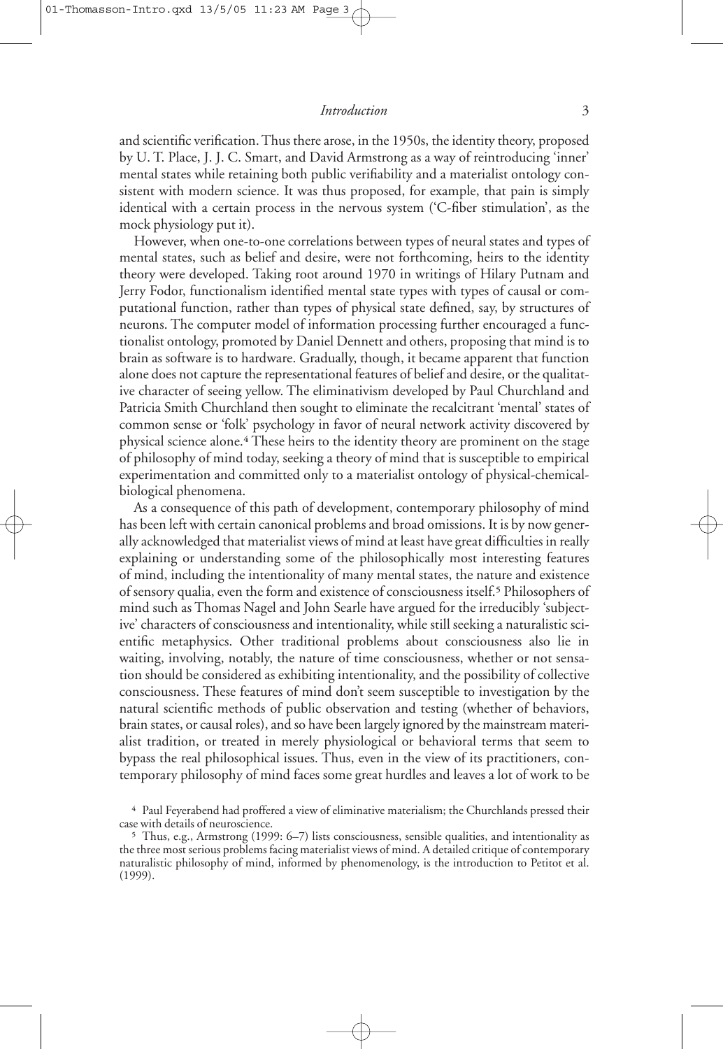and scientific verification. Thus there arose, in the 1950s, the identity theory, proposed by U. T. Place, J. J. C. Smart, and David Armstrong as a way of reintroducing 'inner' mental states while retaining both public verifiability and a materialist ontology consistent with modern science. It was thus proposed, for example, that pain is simply identical with a certain process in the nervous system ('C-fiber stimulation', as the mock physiology put it).

However, when one-to-one correlations between types of neural states and types of mental states, such as belief and desire, were not forthcoming, heirs to the identity theory were developed. Taking root around 1970 in writings of Hilary Putnam and Jerry Fodor, functionalism identified mental state types with types of causal or computational function, rather than types of physical state defined, say, by structures of neurons. The computer model of information processing further encouraged a functionalist ontology, promoted by Daniel Dennett and others, proposing that mind is to brain as software is to hardware. Gradually, though, it became apparent that function alone does not capture the representational features of belief and desire, or the qualitative character of seeing yellow. The eliminativism developed by Paul Churchland and Patricia Smith Churchland then sought to eliminate the recalcitrant 'mental' states of common sense or 'folk' psychology in favor of neural network activity discovered by physical science alone.[4] These heirs to the identity theory are prominent on the stage of philosophy of mind today, seeking a theory of mind that is susceptible to empirical experimentation and committed only to a materialist ontology of physical-chemical-biological phenomena.

As a consequence of this path of development, contemporary philosophy of mind has been left with certain canonical problems and broad omissions. It is by now generally acknowledged that materialist views of mind at least have great difficulties in really explaining or understanding some of the philosophically most interesting features of mind, including the intentionality of many mental states, the nature and existence of sensory qualia, even the form and existence of consciousness itself.[5] Philosophers of mind such as Thomas Nagel and John Searle have argued for the irreducibly 'subjective' characters of consciousness and intentionality, while still seeking a naturalistic scientific metaphysics. Other traditional problems about consciousness also lie in waiting, involving, notably, the nature of time consciousness, whether or not sensation should be considered as exhibiting intentionality, and the possibility of collective consciousness. These features of mind don't seem susceptible to investigation by the natural scientific methods of public observation and testing (whether of behaviors, brain states, or causal roles), and so have been largely ignored by the mainstream materialist tradition, or treated in merely physiological or behavioral terms that seem to bypass the real philosophical issues. Thus, even in the view of its practitioners, contemporary philosophy of mind faces some great hurdles and leaves a lot of work to be

[4] Paul Feyerabend had proffered a view of eliminative materialism; the Churchlands pressed their case with details of neuroscience.

[5] Thus, e.g., Armstrong (1999: 6–7) lists consciousness, sensible qualities, and intentionality as the three most serious problems facing materialist views of mind. A detailed critique of contemporary naturalistic philosophy of mind, informed by phenomenology, is the introduction to Petitot et al. (1999).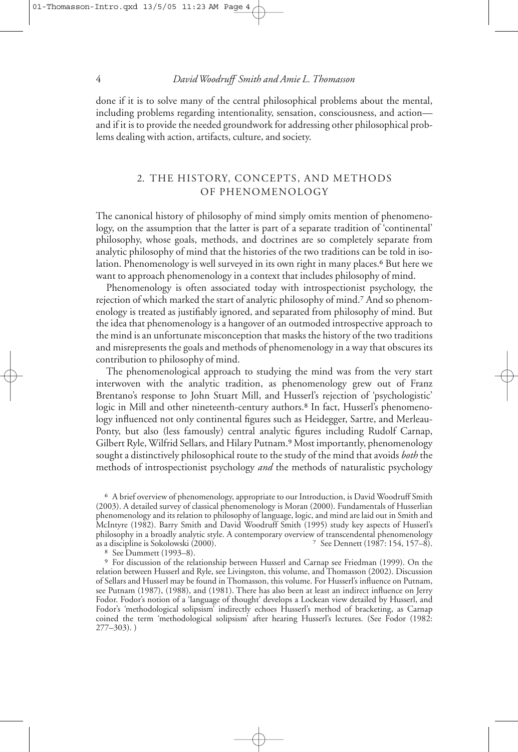done if it is to solve many of the central philosophical problems about the mental, including problems regarding intentionality, sensation, consciousness, and action—and if it is to provide the needed groundwork for addressing other philosophical problems dealing with action, artifacts, culture, and society.

## 2. THE HISTORY, CONCEPTS, AND METHODS OF PHENOMENOLOGY

The canonical history of philosophy of mind simply omits mention of phenomenology, on the assumption that the latter is part of a separate tradition of 'continental' philosophy, whose goals, methods, and doctrines are so completely separate from analytic philosophy of mind that the histories of the two traditions can be told in isolation. Phenomenology is well surveyed in its own right in many places.[6] But here we want to approach phenomenology in a context that includes philosophy of mind.

Phenomenology is often associated today with introspectionist psychology, the rejection of which marked the start of analytic philosophy of mind.[7] And so phenomenology is treated as justifiably ignored, and separated from philosophy of mind. But the idea that phenomenology is a hangover of an outmoded introspective approach to the mind is an unfortunate misconception that masks the history of the two traditions and misrepresents the goals and methods of phenomenology in a way that obscures its contribution to philosophy of mind.

The phenomenological approach to studying the mind was from the very start interwoven with the analytic tradition, as phenomenology grew out of Franz Brentano's response to John Stuart Mill, and Husserl's rejection of 'psychologistic' logic in Mill and other nineteenth-century authors.[8] In fact, Husserl's phenomenology influenced not only continental figures such as Heidegger, Sartre, and Merleau-Ponty, but also (less famously) central analytic figures including Rudolf Carnap, Gilbert Ryle, Wilfrid Sellars, and Hilary Putnam.[9] Most importantly, phenomenology sought a distinctively philosophical route to the study of the mind that avoids *both* the methods of introspectionist psychology *and* the methods of naturalistic psychology

---

[6] A brief overview of phenomenology, appropriate to our Introduction, is David Woodruff Smith (2003). A detailed survey of classical phenomenology is Moran (2000). Fundamentals of Husserlian phenomenology and its relation to philosophy of language, logic, and mind are laid out in Smith and McIntyre (1982). Barry Smith and David Woodruff Smith (1995) study key aspects of Husserl's philosophy in a broadly analytic style. A contemporary overview of transcendental phenomenology as a discipline is Sokolowski (2000).

[7] See Dennett (1987: 154, 157–8).

[8] See Dummett (1993–8).

[9] For discussion of the relationship between Husserl and Carnap see Friedman (1999). On the relation between Husserl and Ryle, see Livingston, this volume, and Thomasson (2002). Discussion of Sellars and Husserl may be found in Thomasson, this volume. For Husserl's influence on Putnam, see Putnam (1987), (1988), and (1981). There has also been at least an indirect influence on Jerry Fodor. Fodor's notion of a 'language of thought' develops a Lockean view detailed by Husserl, and Fodor's 'methodological solipsism' indirectly echoes Husserl's method of bracketing, as Carnap coined the term 'methodological solipsism' after hearing Husserl's lectures. (See Fodor (1982: 277–303). )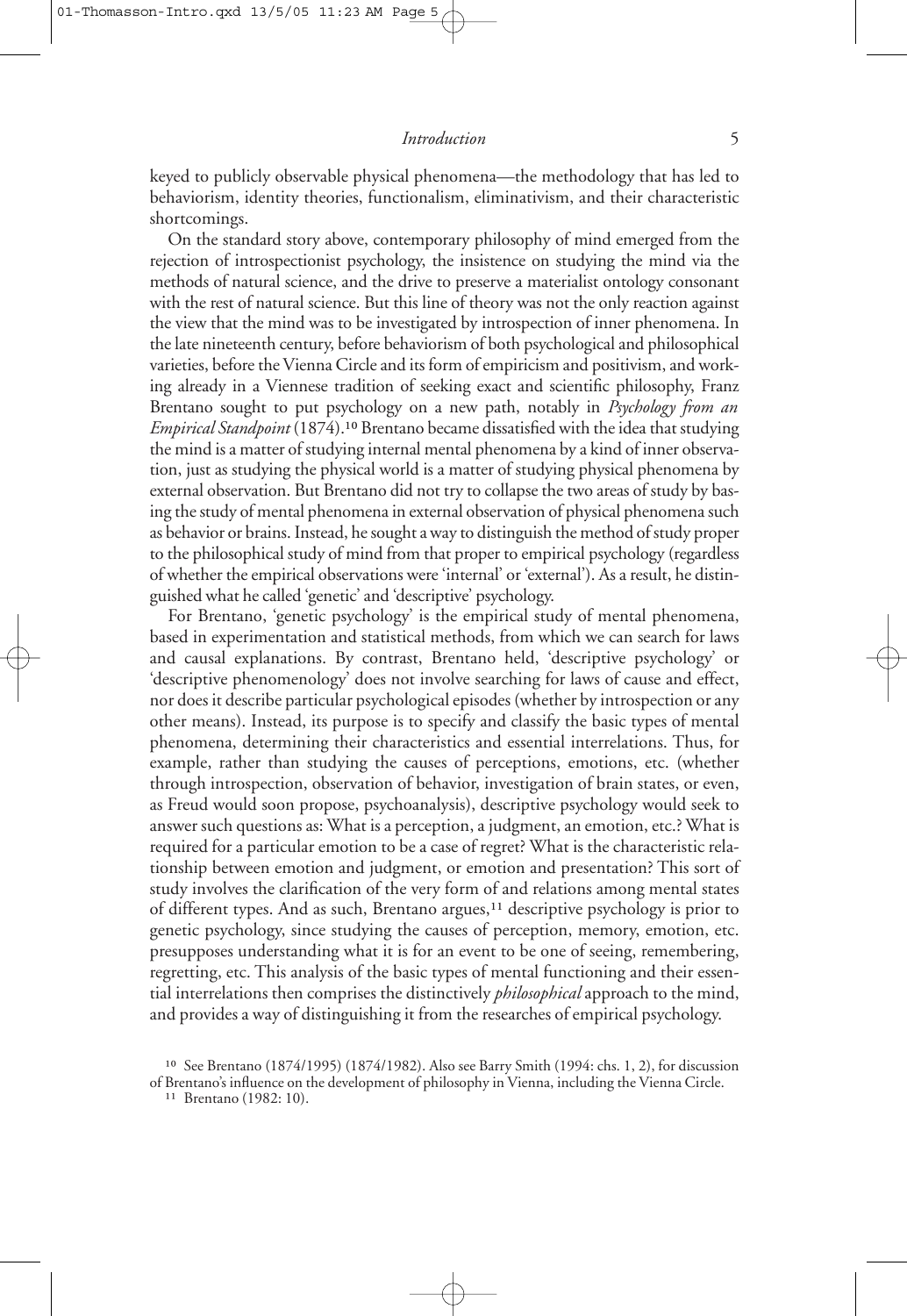keyed to publicly observable physical phenomena—the methodology that has led to behaviorism, identity theories, functionalism, eliminativism, and their characteristic shortcomings.

On the standard story above, contemporary philosophy of mind emerged from the rejection of introspectionist psychology, the insistence on studying the mind via the methods of natural science, and the drive to preserve a materialist ontology consonant with the rest of natural science. But this line of theory was not the only reaction against the view that the mind was to be investigated by introspection of inner phenomena. In the late nineteenth century, before behaviorism of both psychological and philosophical varieties, before the Vienna Circle and its form of empiricism and positivism, and working already in a Viennese tradition of seeking exact and scientific philosophy, Franz Brentano sought to put psychology on a new path, notably in *Psychology from an Empirical Standpoint* (1874).[10] Brentano became dissatisfied with the idea that studying the mind is a matter of studying internal mental phenomena by a kind of inner observation, just as studying the physical world is a matter of studying physical phenomena by external observation. But Brentano did not try to collapse the two areas of study by basing the study of mental phenomena in external observation of physical phenomena such as behavior or brains. Instead, he sought a way to distinguish the method of study proper to the philosophical study of mind from that proper to empirical psychology (regardless of whether the empirical observations were 'internal' or 'external'). As a result, he distinguished what he called 'genetic' and 'descriptive' psychology.

For Brentano, 'genetic psychology' is the empirical study of mental phenomena, based in experimentation and statistical methods, from which we can search for laws and causal explanations. By contrast, Brentano held, 'descriptive psychology' or 'descriptive phenomenology' does not involve searching for laws of cause and effect, nor does it describe particular psychological episodes (whether by introspection or any other means). Instead, its purpose is to specify and classify the basic types of mental phenomena, determining their characteristics and essential interrelations. Thus, for example, rather than studying the causes of perceptions, emotions, etc. (whether through introspection, observation of behavior, investigation of brain states, or even, as Freud would soon propose, psychoanalysis), descriptive psychology would seek to answer such questions as: What is a perception, a judgment, an emotion, etc.? What is required for a particular emotion to be a case of regret? What is the characteristic relationship between emotion and judgment, or emotion and presentation? This sort of study involves the clarification of the very form of and relations among mental states of different types. And as such, Brentano argues,[11] descriptive psychology is prior to genetic psychology, since studying the causes of perception, memory, emotion, etc. presupposes understanding what it is for an event to be one of seeing, remembering, regretting, etc. This analysis of the basic types of mental functioning and their essential interrelations then comprises the distinctively *philosophical* approach to the mind, and provides a way of distinguishing it from the researches of empirical psychology.

[10] See Brentano (1874/1995) (1874/1982). Also see Barry Smith (1994: chs. 1, 2), for discussion of Brentano's influence on the development of philosophy in Vienna, including the Vienna Circle.

[11] Brentano (1982: 10).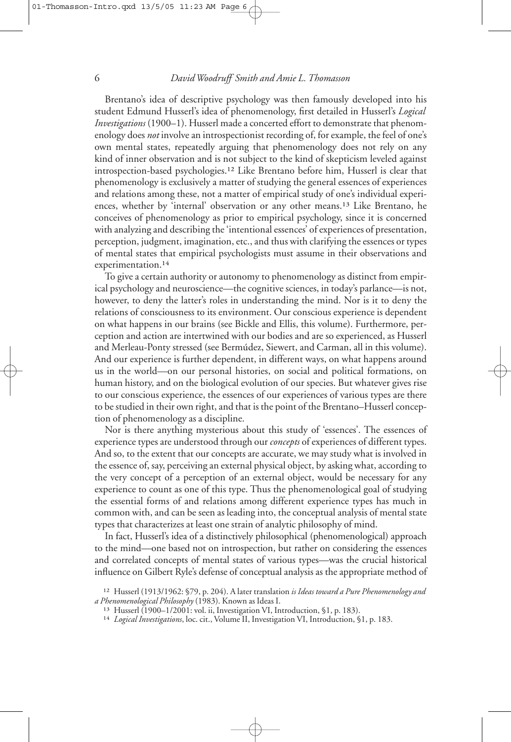Brentano's idea of descriptive psychology was then famously developed into his student Edmund Husserl's idea of phenomenology, first detailed in Husserl's *Logical Investigations* (1900–1). Husserl made a concerted effort to demonstrate that phenomenology does *not* involve an introspectionist recording of, for example, the feel of one's own mental states, repeatedly arguing that phenomenology does not rely on any kind of inner observation and is not subject to the kind of skepticism leveled against introspection-based psychologies.[12] Like Brentano before him, Husserl is clear that phenomenology is exclusively a matter of studying the general essences of experiences and relations among these, not a matter of empirical study of one's individual experiences, whether by 'internal' observation or any other means.[13] Like Brentano, he conceives of phenomenology as prior to empirical psychology, since it is concerned with analyzing and describing the 'intentional essences' of experiences of presentation, perception, judgment, imagination, etc., and thus with clarifying the essences or types of mental states that empirical psychologists must assume in their observations and experimentation.[14]

To give a certain authority or autonomy to phenomenology as distinct from empirical psychology and neuroscience—the cognitive sciences, in today's parlance—is not, however, to deny the latter's roles in understanding the mind. Nor is it to deny the relations of consciousness to its environment. Our conscious experience is dependent on what happens in our brains (see Bickle and Ellis, this volume). Furthermore, perception and action are intertwined with our bodies and are so experienced, as Husserl and Merleau-Ponty stressed (see Bermúdez, Siewert, and Carman, all in this volume). And our experience is further dependent, in different ways, on what happens around us in the world—on our personal histories, on social and political formations, on human history, and on the biological evolution of our species. But whatever gives rise to our conscious experience, the essences of our experiences of various types are there to be studied in their own right, and that is the point of the Brentano–Husserl conception of phenomenology as a discipline.

Nor is there anything mysterious about this study of 'essences'. The essences of experience types are understood through our *concepts* of experiences of different types. And so, to the extent that our concepts are accurate, we may study what is involved in the essence of, say, perceiving an external physical object, by asking what, according to the very concept of a perception of an external object, would be necessary for any experience to count as one of this type. Thus the phenomenological goal of studying the essential forms of and relations among different experience types has much in common with, and can be seen as leading into, the conceptual analysis of mental state types that characterizes at least one strain of analytic philosophy of mind.

In fact, Husserl's idea of a distinctively philosophical (phenomenological) approach to the mind—one based not on introspection, but rather on considering the essences and correlated concepts of mental states of various types—was the crucial historical influence on Gilbert Ryle's defense of conceptual analysis as the appropriate method of

[12] Husserl (1913/1962: §79, p. 204). A later translation *is Ideas toward a Pure Phenomenology and a Phenomenological Philosophy* (1983). Known as Ideas I.

[13] Husserl (1900–1/2001: vol. ii, Investigation VI, Introduction, §1, p. 183).

[14] *Logical Investigations*, loc. cit., Volume II, Investigation VI, Introduction, §1, p. 183.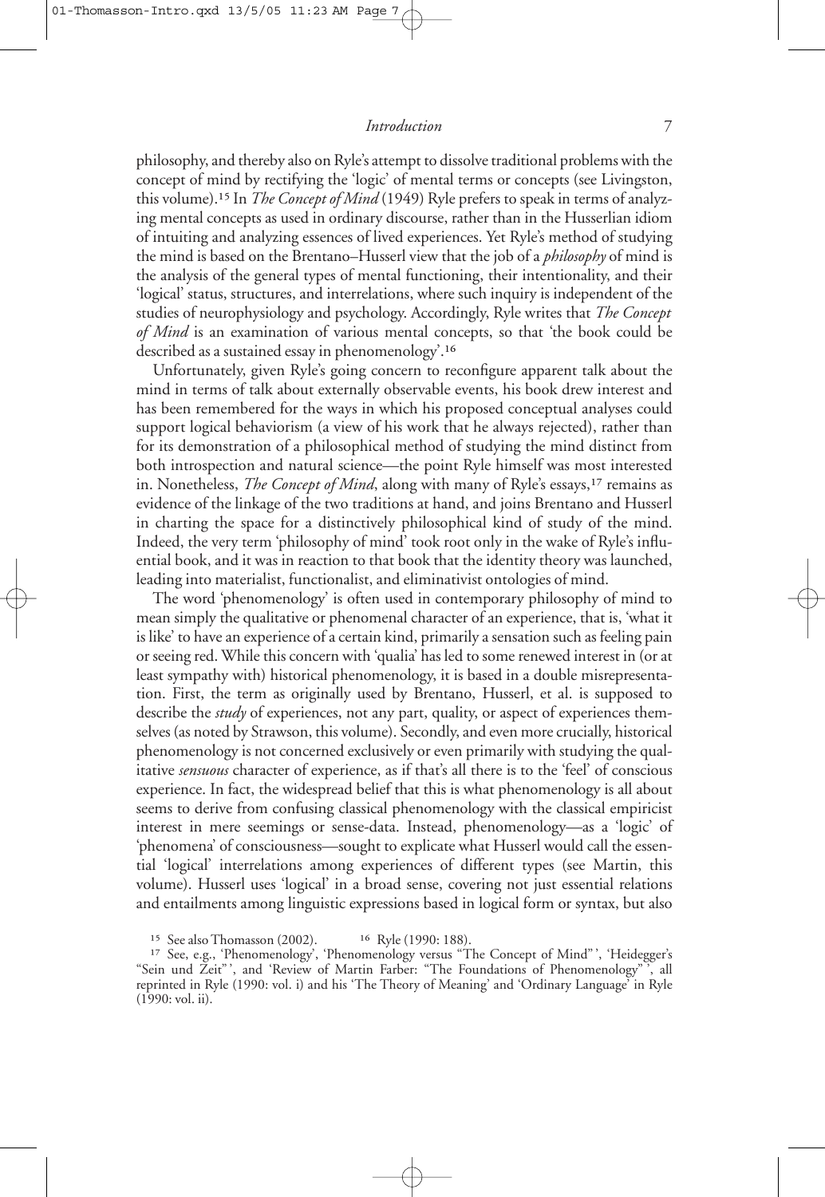philosophy, and thereby also on Ryle's attempt to dissolve traditional problems with the concept of mind by rectifying the 'logic' of mental terms or concepts (see Livingston, this volume).[15] In *The Concept of Mind* (1949) Ryle prefers to speak in terms of analyzing mental concepts as used in ordinary discourse, rather than in the Husserlian idiom of intuiting and analyzing essences of lived experiences. Yet Ryle's method of studying the mind is based on the Brentano–Husserl view that the job of a *philosophy* of mind is the analysis of the general types of mental functioning, their intentionality, and their 'logical' status, structures, and interrelations, where such inquiry is independent of the studies of neurophysiology and psychology. Accordingly, Ryle writes that *The Concept of Mind* is an examination of various mental concepts, so that 'the book could be described as a sustained essay in phenomenology'.[16]

Unfortunately, given Ryle's going concern to reconfigure apparent talk about the mind in terms of talk about externally observable events, his book drew interest and has been remembered for the ways in which his proposed conceptual analyses could support logical behaviorism (a view of his work that he always rejected), rather than for its demonstration of a philosophical method of studying the mind distinct from both introspection and natural science—the point Ryle himself was most interested in. Nonetheless, *The Concept of Mind*, along with many of Ryle's essays,[17] remains as evidence of the linkage of the two traditions at hand, and joins Brentano and Husserl in charting the space for a distinctively philosophical kind of study of the mind. Indeed, the very term 'philosophy of mind' took root only in the wake of Ryle's influential book, and it was in reaction to that book that the identity theory was launched, leading into materialist, functionalist, and eliminativist ontologies of mind.

The word 'phenomenology' is often used in contemporary philosophy of mind to mean simply the qualitative or phenomenal character of an experience, that is, 'what it is like' to have an experience of a certain kind, primarily a sensation such as feeling pain or seeing red. While this concern with 'qualia' has led to some renewed interest in (or at least sympathy with) historical phenomenology, it is based in a double misrepresentation. First, the term as originally used by Brentano, Husserl, et al. is supposed to describe the *study* of experiences, not any part, quality, or aspect of experiences themselves (as noted by Strawson, this volume). Secondly, and even more crucially, historical phenomenology is not concerned exclusively or even primarily with studying the qualitative *sensuous* character of experience, as if that's all there is to the 'feel' of conscious experience. In fact, the widespread belief that this is what phenomenology is all about seems to derive from confusing classical phenomenology with the classical empiricist interest in mere seemings or sense-data. Instead, phenomenology—as a 'logic' of 'phenomena' of consciousness—sought to explicate what Husserl would call the essential 'logical' interrelations among experiences of different types (see Martin, this volume). Husserl uses 'logical' in a broad sense, covering not just essential relations and entailments among linguistic expressions based in logical form or syntax, but also

[15] See also Thomasson (2002). [16] Ryle (1990: 188).

[17] See, e.g., 'Phenomenology', 'Phenomenology versus "The Concept of Mind"', 'Heidegger's "Sein und Zeit"', and 'Review of Martin Farber: "The Foundations of Phenomenology"', all reprinted in Ryle (1990: vol. i) and his 'The Theory of Meaning' and 'Ordinary Language' in Ryle (1990: vol. ii).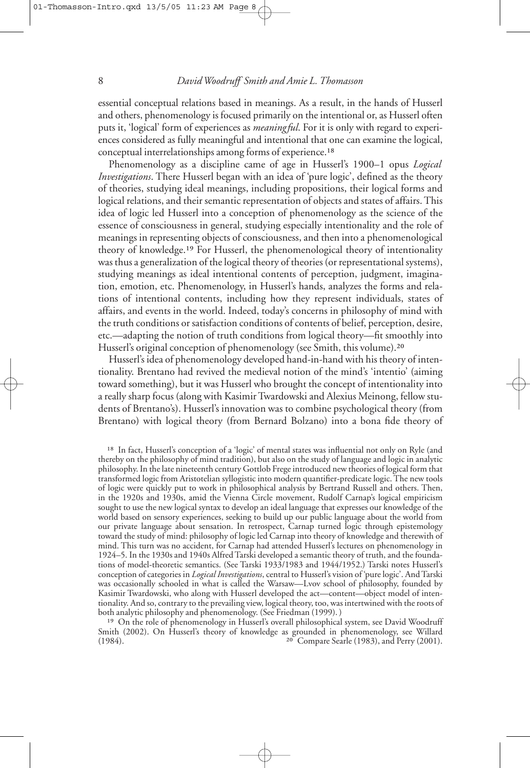essential conceptual relations based in meanings. As a result, in the hands of Husserl and others, phenomenology is focused primarily on the intentional or, as Husserl often puts it, 'logical' form of experiences as *meaningful*. For it is only with regard to experiences considered as fully meaningful and intentional that one can examine the logical, conceptual interrelationships among forms of experience.[18]

Phenomenology as a discipline came of age in Husserl's 1900–1 opus *Logical Investigations*. There Husserl began with an idea of 'pure logic', defined as the theory of theories, studying ideal meanings, including propositions, their logical forms and logical relations, and their semantic representation of objects and states of affairs. This idea of logic led Husserl into a conception of phenomenology as the science of the essence of consciousness in general, studying especially intentionality and the role of meanings in representing objects of consciousness, and then into a phenomenological theory of knowledge.[19] For Husserl, the phenomenological theory of intentionality was thus a generalization of the logical theory of theories (or representational systems), studying meanings as ideal intentional contents of perception, judgment, imagination, emotion, etc. Phenomenology, in Husserl's hands, analyzes the forms and relations of intentional contents, including how they represent individuals, states of affairs, and events in the world. Indeed, today's concerns in philosophy of mind with the truth conditions or satisfaction conditions of contents of belief, perception, desire, etc.—adapting the notion of truth conditions from logical theory—fit smoothly into Husserl's original conception of phenomenology (see Smith, this volume).[20]

Husserl's idea of phenomenology developed hand-in-hand with his theory of intentionality. Brentano had revived the medieval notion of the mind's 'intentio' (aiming toward something), but it was Husserl who brought the concept of intentionality into a really sharp focus (along with Kasimir Twardowski and Alexius Meinong, fellow students of Brentano's). Husserl's innovation was to combine psychological theory (from Brentano) with logical theory (from Bernard Bolzano) into a bona fide theory of

[18] In fact, Husserl's conception of a 'logic' of mental states was influential not only on Ryle (and thereby on the philosophy of mind tradition), but also on the study of language and logic in analytic philosophy. In the late nineteenth century Gottlob Frege introduced new theories of logical form that transformed logic from Aristotelian syllogistic into modern quantifier-predicate logic. The new tools of logic were quickly put to work in philosophical analysis by Bertrand Russell and others. Then, in the 1920s and 1930s, amid the Vienna Circle movement, Rudolf Carnap's logical empiricism sought to use the new logical syntax to develop an ideal language that expresses our knowledge of the world based on sensory experiences, seeking to build up our public language about the world from our private language about sensation. In retrospect, Carnap turned logic through epistemology toward the study of mind: philosophy of logic led Carnap into theory of knowledge and therewith of mind. This turn was no accident, for Carnap had attended Husserl's lectures on phenomenology in 1924–5. In the 1930s and 1940s Alfred Tarski developed a semantic theory of truth, and the foundations of model-theoretic semantics. (See Tarski 1933/1983 and 1944/1952.) Tarski notes Husserl's conception of categories in *Logical Investigations*, central to Husserl's vision of 'pure logic'. And Tarski was occasionally schooled in what is called the Warsaw—Lvov school of philosophy, founded by Kasimir Twardowski, who along with Husserl developed the act—content—object model of intentionality. And so, contrary to the prevailing view, logical theory, too, was intertwined with the roots of both analytic philosophy and phenomenology. (See Friedman (1999).)

[19] On the role of phenomenology in Husserl's overall philosophical system, see David Woodruff Smith (2002). On Husserl's theory of knowledge as grounded in phenomenology, see Willard (1984).

[20] Compare Searle (1983), and Perry (2001).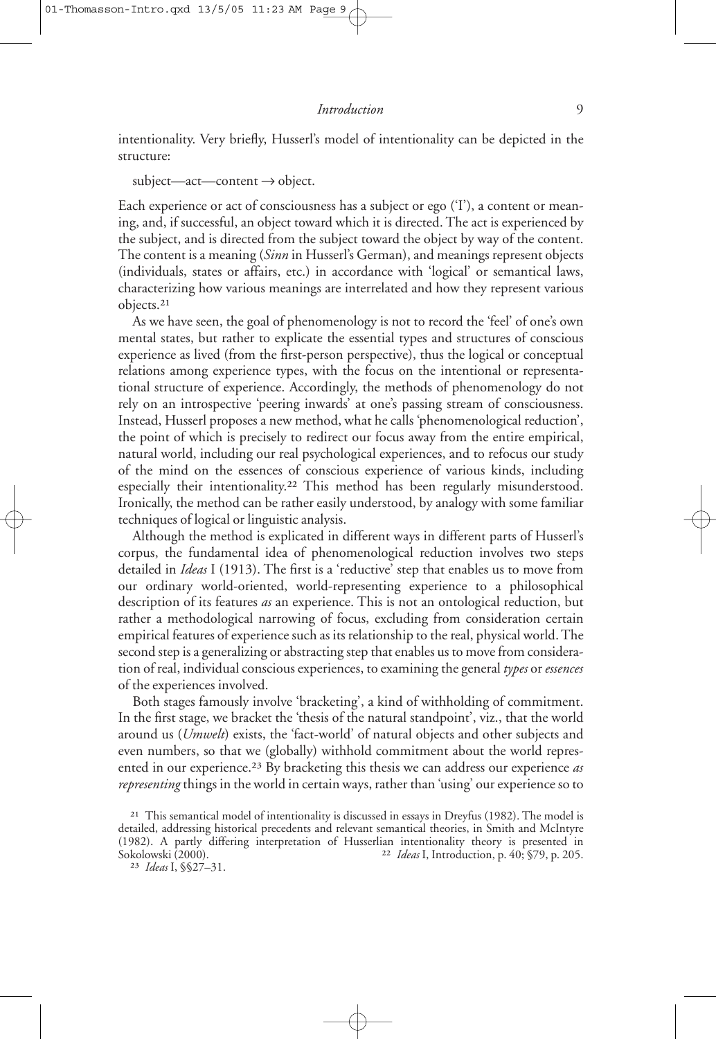intentionality. Very briefly, Husserl's model of intentionality can be depicted in the structure:

subject—act—content → object.

Each experience or act of consciousness has a subject or ego ('I'), a content or meaning, and, if successful, an object toward which it is directed. The act is experienced by the subject, and is directed from the subject toward the object by way of the content. The content is a meaning (*Sinn* in Husserl's German), and meanings represent objects (individuals, states or affairs, etc.) in accordance with 'logical' or semantical laws, characterizing how various meanings are interrelated and how they represent various objects.[21]

As we have seen, the goal of phenomenology is not to record the 'feel' of one's own mental states, but rather to explicate the essential types and structures of conscious experience as lived (from the first-person perspective), thus the logical or conceptual relations among experience types, with the focus on the intentional or representational structure of experience. Accordingly, the methods of phenomenology do not rely on an introspective 'peering inwards' at one's passing stream of consciousness. Instead, Husserl proposes a new method, what he calls 'phenomenological reduction', the point of which is precisely to redirect our focus away from the entire empirical, natural world, including our real psychological experiences, and to refocus our study of the mind on the essences of conscious experience of various kinds, including especially their intentionality.[22] This method has been regularly misunderstood. Ironically, the method can be rather easily understood, by analogy with some familiar techniques of logical or linguistic analysis.

Although the method is explicated in different ways in different parts of Husserl's corpus, the fundamental idea of phenomenological reduction involves two steps detailed in *Ideas* I (1913). The first is a 'reductive' step that enables us to move from our ordinary world-oriented, world-representing experience to a philosophical description of its features *as* an experience. This is not an ontological reduction, but rather a methodological narrowing of focus, excluding from consideration certain empirical features of experience such as its relationship to the real, physical world. The second step is a generalizing or abstracting step that enables us to move from consideration of real, individual conscious experiences, to examining the general *types* or *essences* of the experiences involved.

Both stages famously involve 'bracketing', a kind of withholding of commitment. In the first stage, we bracket the 'thesis of the natural standpoint', viz., that the world around us (*Umwelt*) exists, the 'fact-world' of natural objects and other subjects and even numbers, so that we (globally) withhold commitment about the world represented in our experience.[23] By bracketing this thesis we can address our experience *as representing* things in the world in certain ways, rather than 'using' our experience so to

[21] This semantical model of intentionality is discussed in essays in Dreyfus (1982). The model is detailed, addressing historical precedents and relevant semantical theories, in Smith and McIntyre (1982). A partly differing interpretation of Husserlian intentionality theory is presented in Sokolowski (2000).

[22] *Ideas* I, Introduction, p. 40; §79, p. 205.

[23] *Ideas* I, §§27–31.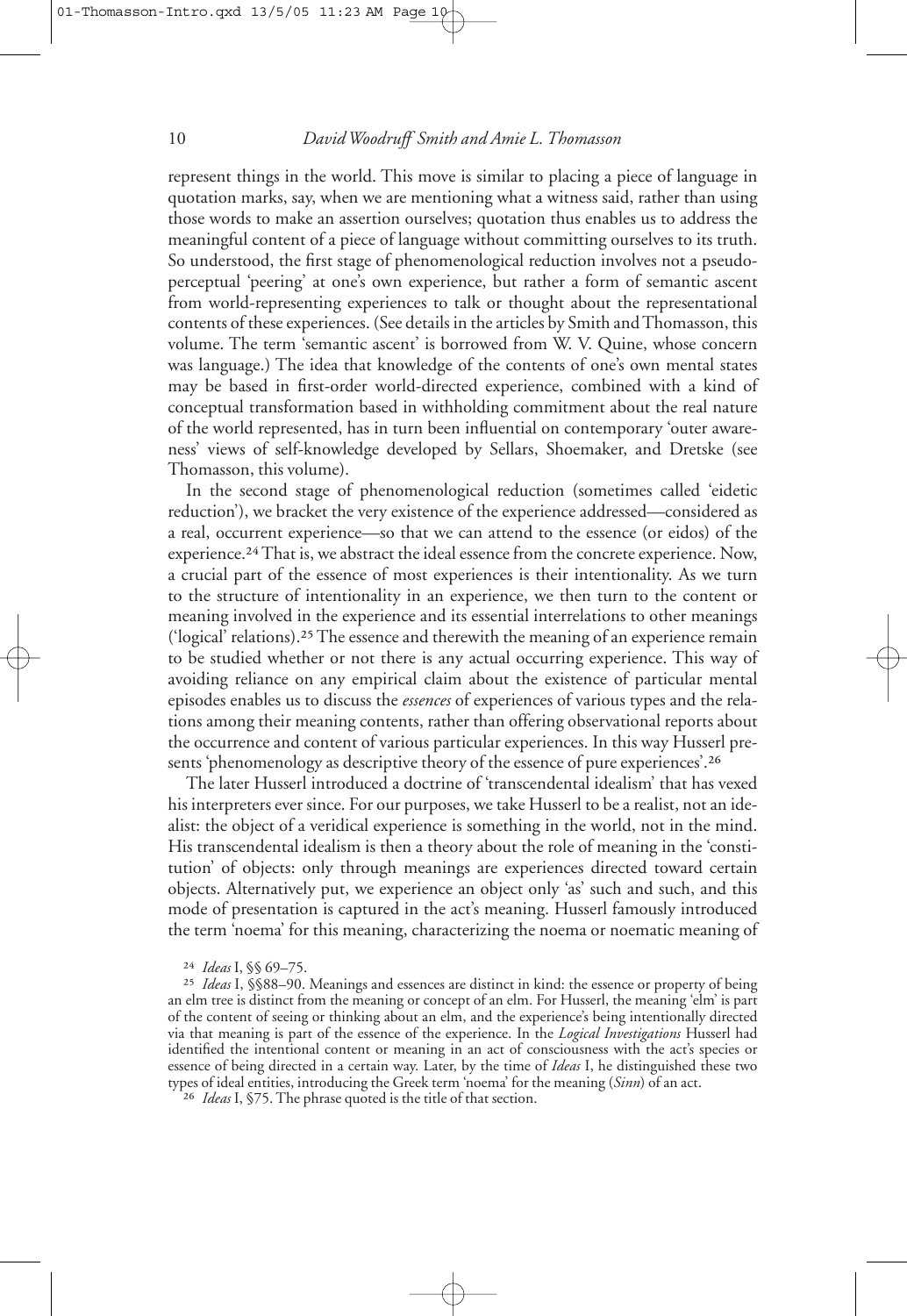represent things in the world. This move is similar to placing a piece of language in quotation marks, say, when we are mentioning what a witness said, rather than using those words to make an assertion ourselves; quotation thus enables us to address the meaningful content of a piece of language without committing ourselves to its truth. So understood, the first stage of phenomenological reduction involves not a pseudo-perceptual 'peering' at one's own experience, but rather a form of semantic ascent from world-representing experiences to talk or thought about the representational contents of these experiences. (See details in the articles by Smith and Thomasson, this volume. The term 'semantic ascent' is borrowed from W. V. Quine, whose concern was language.) The idea that knowledge of the contents of one's own mental states may be based in first-order world-directed experience, combined with a kind of conceptual transformation based in withholding commitment about the real nature of the world represented, has in turn been influential on contemporary 'outer awareness' views of self-knowledge developed by Sellars, Shoemaker, and Dretske (see Thomasson, this volume).

In the second stage of phenomenological reduction (sometimes called 'eidetic reduction'), we bracket the very existence of the experience addressed—considered as a real, occurrent experience—so that we can attend to the essence (or eidos) of the experience.[24] That is, we abstract the ideal essence from the concrete experience. Now, a crucial part of the essence of most experiences is their intentionality. As we turn to the structure of intentionality in an experience, we then turn to the content or meaning involved in the experience and its essential interrelations to other meanings ('logical' relations).[25] The essence and therewith the meaning of an experience remain to be studied whether or not there is any actual occurring experience. This way of avoiding reliance on any empirical claim about the existence of particular mental episodes enables us to discuss the *essences* of experiences of various types and the relations among their meaning contents, rather than offering observational reports about the occurrence and content of various particular experiences. In this way Husserl presents 'phenomenology as descriptive theory of the essence of pure experiences'.[26]

The later Husserl introduced a doctrine of 'transcendental idealism' that has vexed his interpreters ever since. For our purposes, we take Husserl to be a realist, not an idealist: the object of a veridical experience is something in the world, not in the mind. His transcendental idealism is then a theory about the role of meaning in the 'constitution' of objects: only through meanings are experiences directed toward certain objects. Alternatively put, we experience an object only 'as' such and such, and this mode of presentation is captured in the act's meaning. Husserl famously introduced the term 'noema' for this meaning, characterizing the noema or noematic meaning of

[24] *Ideas* I, §§ 69–75.

[25] *Ideas* I, §§88–90. Meanings and essences are distinct in kind: the essence or property of being an elm tree is distinct from the meaning or concept of an elm. For Husserl, the meaning 'elm' is part of the content of seeing or thinking about an elm, and the experience's being intentionally directed via that meaning is part of the essence of the experience. In the *Logical Investigations* Husserl had identified the intentional content or meaning in an act of consciousness with the act's species or essence of being directed in a certain way. Later, by the time of *Ideas* I, he distinguished these two types of ideal entities, introducing the Greek term 'noema' for the meaning (*Sinn*) of an act.

[26] *Ideas* I, §75. The phrase quoted is the title of that section.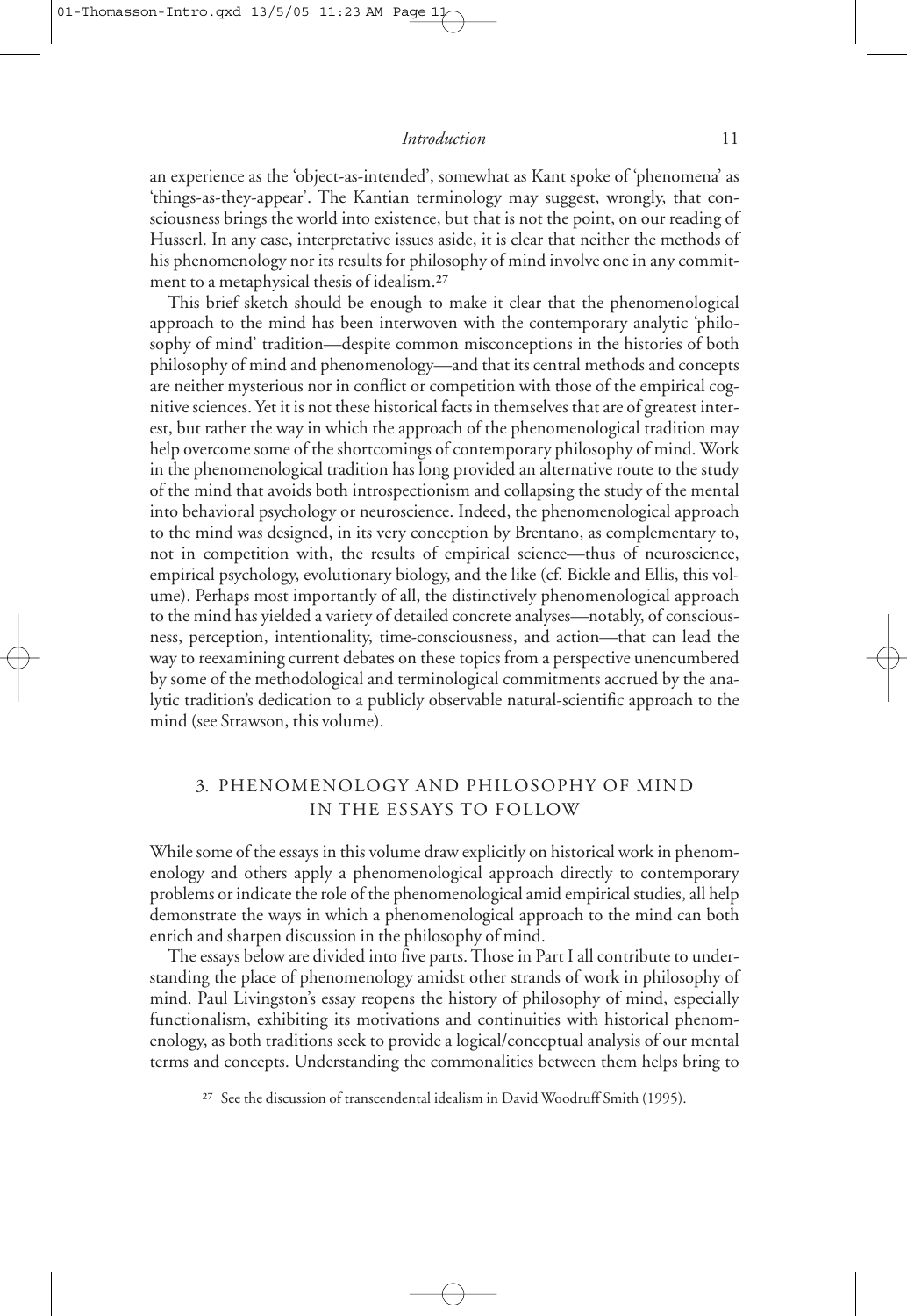an experience as the 'object-as-intended', somewhat as Kant spoke of 'phenomena' as 'things-as-they-appear'. The Kantian terminology may suggest, wrongly, that consciousness brings the world into existence, but that is not the point, on our reading of Husserl. In any case, interpretative issues aside, it is clear that neither the methods of his phenomenology nor its results for philosophy of mind involve one in any commitment to a metaphysical thesis of idealism.[27]

This brief sketch should be enough to make it clear that the phenomenological approach to the mind has been interwoven with the contemporary analytic 'philosophy of mind' tradition—despite common misconceptions in the histories of both philosophy of mind and phenomenology—and that its central methods and concepts are neither mysterious nor in conflict or competition with those of the empirical cognitive sciences. Yet it is not these historical facts in themselves that are of greatest interest, but rather the way in which the approach of the phenomenological tradition may help overcome some of the shortcomings of contemporary philosophy of mind. Work in the phenomenological tradition has long provided an alternative route to the study of the mind that avoids both introspectionism and collapsing the study of the mental into behavioral psychology or neuroscience. Indeed, the phenomenological approach to the mind was designed, in its very conception by Brentano, as complementary to, not in competition with, the results of empirical science—thus of neuroscience, empirical psychology, evolutionary biology, and the like (cf. Bickle and Ellis, this volume). Perhaps most importantly of all, the distinctively phenomenological approach to the mind has yielded a variety of detailed concrete analyses—notably, of consciousness, perception, intentionality, time-consciousness, and action—that can lead the way to reexamining current debates on these topics from a perspective unencumbered by some of the methodological and terminological commitments accrued by the analytic tradition's dedication to a publicly observable natural-scientific approach to the mind (see Strawson, this volume).

## 3. PHENOMENOLOGY AND PHILOSOPHY OF MIND IN THE ESSAYS TO FOLLOW

While some of the essays in this volume draw explicitly on historical work in phenomenology and others apply a phenomenological approach directly to contemporary problems or indicate the role of the phenomenological amid empirical studies, all help demonstrate the ways in which a phenomenological approach to the mind can both enrich and sharpen discussion in the philosophy of mind.

The essays below are divided into five parts. Those in Part I all contribute to understanding the place of phenomenology amidst other strands of work in philosophy of mind. Paul Livingston's essay reopens the history of philosophy of mind, especially functionalism, exhibiting its motivations and continuities with historical phenomenology, as both traditions seek to provide a logical/conceptual analysis of our mental terms and concepts. Understanding the commonalities between them helps bring to

[27] See the discussion of transcendental idealism in David Woodruff Smith (1995).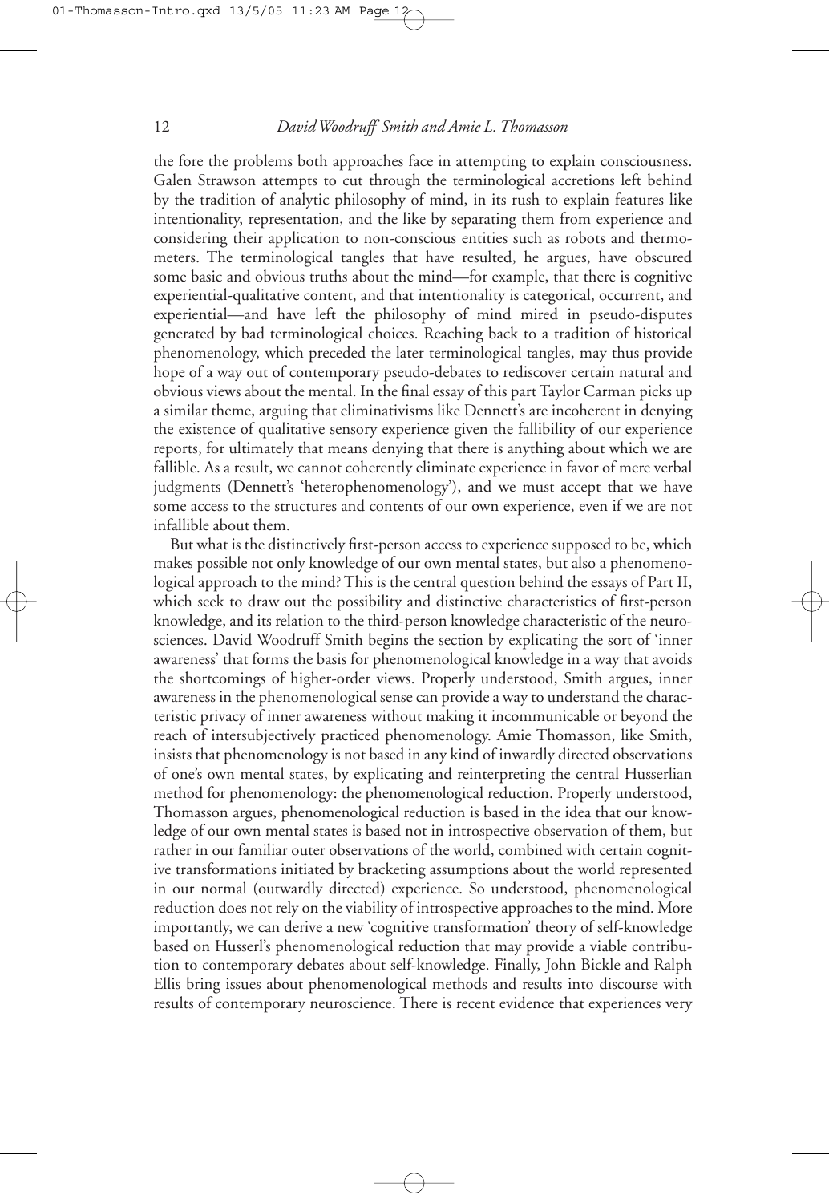the fore the problems both approaches face in attempting to explain consciousness. Galen Strawson attempts to cut through the terminological accretions left behind by the tradition of analytic philosophy of mind, in its rush to explain features like intentionality, representation, and the like by separating them from experience and considering their application to non-conscious entities such as robots and thermometers. The terminological tangles that have resulted, he argues, have obscured some basic and obvious truths about the mind—for example, that there is cognitive experiential-qualitative content, and that intentionality is categorical, occurrent, and experiential—and have left the philosophy of mind mired in pseudo-disputes generated by bad terminological choices. Reaching back to a tradition of historical phenomenology, which preceded the later terminological tangles, may thus provide hope of a way out of contemporary pseudo-debates to rediscover certain natural and obvious views about the mental. In the final essay of this part Taylor Carman picks up a similar theme, arguing that eliminativisms like Dennett's are incoherent in denying the existence of qualitative sensory experience given the fallibility of our experience reports, for ultimately that means denying that there is anything about which we are fallible. As a result, we cannot coherently eliminate experience in favor of mere verbal judgments (Dennett's 'heterophenomenology'), and we must accept that we have some access to the structures and contents of our own experience, even if we are not infallible about them.

But what is the distinctively first-person access to experience supposed to be, which makes possible not only knowledge of our own mental states, but also a phenomenological approach to the mind? This is the central question behind the essays of Part II, which seek to draw out the possibility and distinctive characteristics of first-person knowledge, and its relation to the third-person knowledge characteristic of the neurosciences. David Woodruff Smith begins the section by explicating the sort of 'inner awareness' that forms the basis for phenomenological knowledge in a way that avoids the shortcomings of higher-order views. Properly understood, Smith argues, inner awareness in the phenomenological sense can provide a way to understand the characteristic privacy of inner awareness without making it incommunicable or beyond the reach of intersubjectively practiced phenomenology. Amie Thomasson, like Smith, insists that phenomenology is not based in any kind of inwardly directed observations of one's own mental states, by explicating and reinterpreting the central Husserlian method for phenomenology: the phenomenological reduction. Properly understood, Thomasson argues, phenomenological reduction is based in the idea that our knowledge of our own mental states is based not in introspective observation of them, but rather in our familiar outer observations of the world, combined with certain cognitive transformations initiated by bracketing assumptions about the world represented in our normal (outwardly directed) experience. So understood, phenomenological reduction does not rely on the viability of introspective approaches to the mind. More importantly, we can derive a new 'cognitive transformation' theory of self-knowledge based on Husserl's phenomenological reduction that may provide a viable contribution to contemporary debates about self-knowledge. Finally, John Bickle and Ralph Ellis bring issues about phenomenological methods and results into discourse with results of contemporary neuroscience. There is recent evidence that experiences very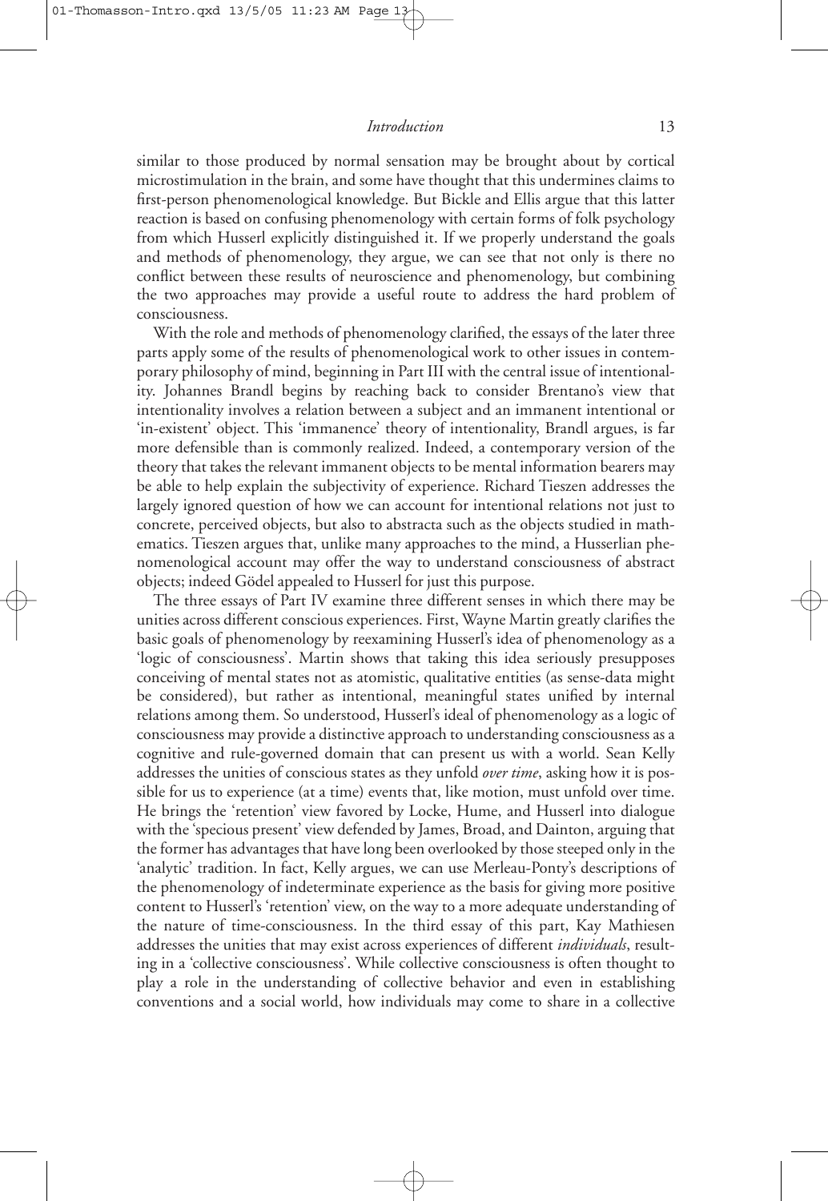similar to those produced by normal sensation may be brought about by cortical microstimulation in the brain, and some have thought that this undermines claims to first-person phenomenological knowledge. But Bickle and Ellis argue that this latter reaction is based on confusing phenomenology with certain forms of folk psychology from which Husserl explicitly distinguished it. If we properly understand the goals and methods of phenomenology, they argue, we can see that not only is there no conflict between these results of neuroscience and phenomenology, but combining the two approaches may provide a useful route to address the hard problem of consciousness.

With the role and methods of phenomenology clarified, the essays of the later three parts apply some of the results of phenomenological work to other issues in contemporary philosophy of mind, beginning in Part III with the central issue of intentionality. Johannes Brandl begins by reaching back to consider Brentano's view that intentionality involves a relation between a subject and an immanent intentional or 'in-existent' object. This 'immanence' theory of intentionality, Brandl argues, is far more defensible than is commonly realized. Indeed, a contemporary version of the theory that takes the relevant immanent objects to be mental information bearers may be able to help explain the subjectivity of experience. Richard Tieszen addresses the largely ignored question of how we can account for intentional relations not just to concrete, perceived objects, but also to abstracta such as the objects studied in mathematics. Tieszen argues that, unlike many approaches to the mind, a Husserlian phenomenological account may offer the way to understand consciousness of abstract objects; indeed Gödel appealed to Husserl for just this purpose.

The three essays of Part IV examine three different senses in which there may be unities across different conscious experiences. First, Wayne Martin greatly clarifies the basic goals of phenomenology by reexamining Husserl's idea of phenomenology as a 'logic of consciousness'. Martin shows that taking this idea seriously presupposes conceiving of mental states not as atomistic, qualitative entities (as sense-data might be considered), but rather as intentional, meaningful states unified by internal relations among them. So understood, Husserl's ideal of phenomenology as a logic of consciousness may provide a distinctive approach to understanding consciousness as a cognitive and rule-governed domain that can present us with a world. Sean Kelly addresses the unities of conscious states as they unfold *over time*, asking how it is possible for us to experience (at a time) events that, like motion, must unfold over time. He brings the 'retention' view favored by Locke, Hume, and Husserl into dialogue with the 'specious present' view defended by James, Broad, and Dainton, arguing that the former has advantages that have long been overlooked by those steeped only in the 'analytic' tradition. In fact, Kelly argues, we can use Merleau-Ponty's descriptions of the phenomenology of indeterminate experience as the basis for giving more positive content to Husserl's 'retention' view, on the way to a more adequate understanding of the nature of time-consciousness. In the third essay of this part, Kay Mathiesen addresses the unities that may exist across experiences of different *individuals*, resulting in a 'collective consciousness'. While collective consciousness is often thought to play a role in the understanding of collective behavior and even in establishing conventions and a social world, how individuals may come to share in a collective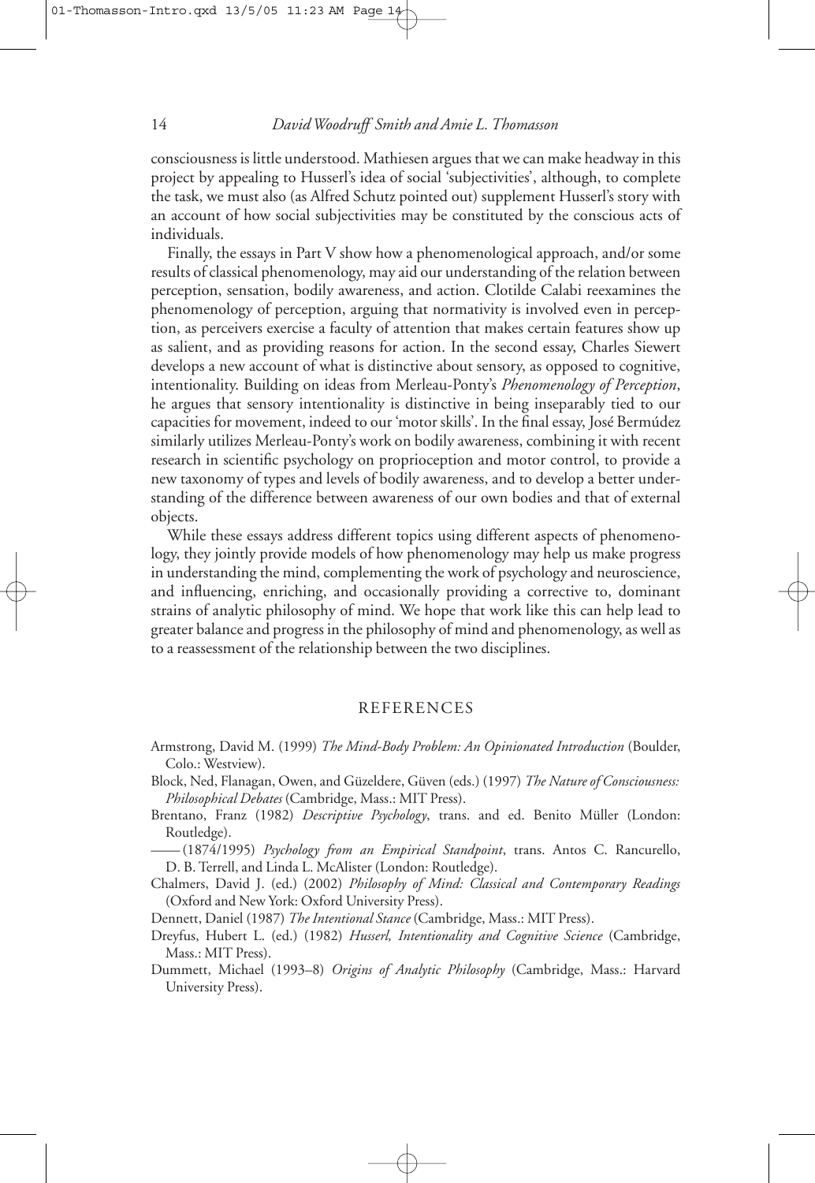consciousness is little understood. Mathiesen argues that we can make headway in this project by appealing to Husserl's idea of social 'subjectivities', although, to complete the task, we must also (as Alfred Schutz pointed out) supplement Husserl's story with an account of how social subjectivities may be constituted by the conscious acts of individuals.

Finally, the essays in Part V show how a phenomenological approach, and/or some results of classical phenomenology, may aid our understanding of the relation between perception, sensation, bodily awareness, and action. Clotilde Calabi reexamines the phenomenology of perception, arguing that normativity is involved even in perception, as perceivers exercise a faculty of attention that makes certain features show up as salient, and as providing reasons for action. In the second essay, Charles Siewert develops a new account of what is distinctive about sensory, as opposed to cognitive, intentionality. Building on ideas from Merleau-Ponty's *Phenomenology of Perception*, he argues that sensory intentionality is distinctive in being inseparably tied to our capacities for movement, indeed to our 'motor skills'. In the final essay, José Bermúdez similarly utilizes Merleau-Ponty's work on bodily awareness, combining it with recent research in scientific psychology on proprioception and motor control, to provide a new taxonomy of types and levels of bodily awareness, and to develop a better understanding of the difference between awareness of our own bodies and that of external objects.

While these essays address different topics using different aspects of phenomenology, they jointly provide models of how phenomenology may help us make progress in understanding the mind, complementing the work of psychology and neuroscience, and influencing, enriching, and occasionally providing a corrective to, dominant strains of analytic philosophy of mind. We hope that work like this can help lead to greater balance and progress in the philosophy of mind and phenomenology, as well as to a reassessment of the relationship between the two disciplines.

## REFERENCES

Armstrong, David M. (1999) *The Mind-Body Problem: An Opinionated Introduction* (Boulder, Colo.: Westview).

Block, Ned, Flanagan, Owen, and Güzeldere, Güven (eds.) (1997) *The Nature of Consciousness: Philosophical Debates* (Cambridge, Mass.: MIT Press).

Brentano, Franz (1982) *Descriptive Psychology*, trans. and ed. Benito Müller (London: Routledge).

—— (1874/1995) *Psychology from an Empirical Standpoint*, trans. Antos C. Rancurello, D. B. Terrell, and Linda L. McAlister (London: Routledge).

Chalmers, David J. (ed.) (2002) *Philosophy of Mind: Classical and Contemporary Readings* (Oxford and New York: Oxford University Press).

Dennett, Daniel (1987) *The Intentional Stance* (Cambridge, Mass.: MIT Press).

Dreyfus, Hubert L. (ed.) (1982) *Husserl, Intentionality and Cognitive Science* (Cambridge, Mass.: MIT Press).

Dummett, Michael (1993–8) *Origins of Analytic Philosophy* (Cambridge, Mass.: Harvard University Press).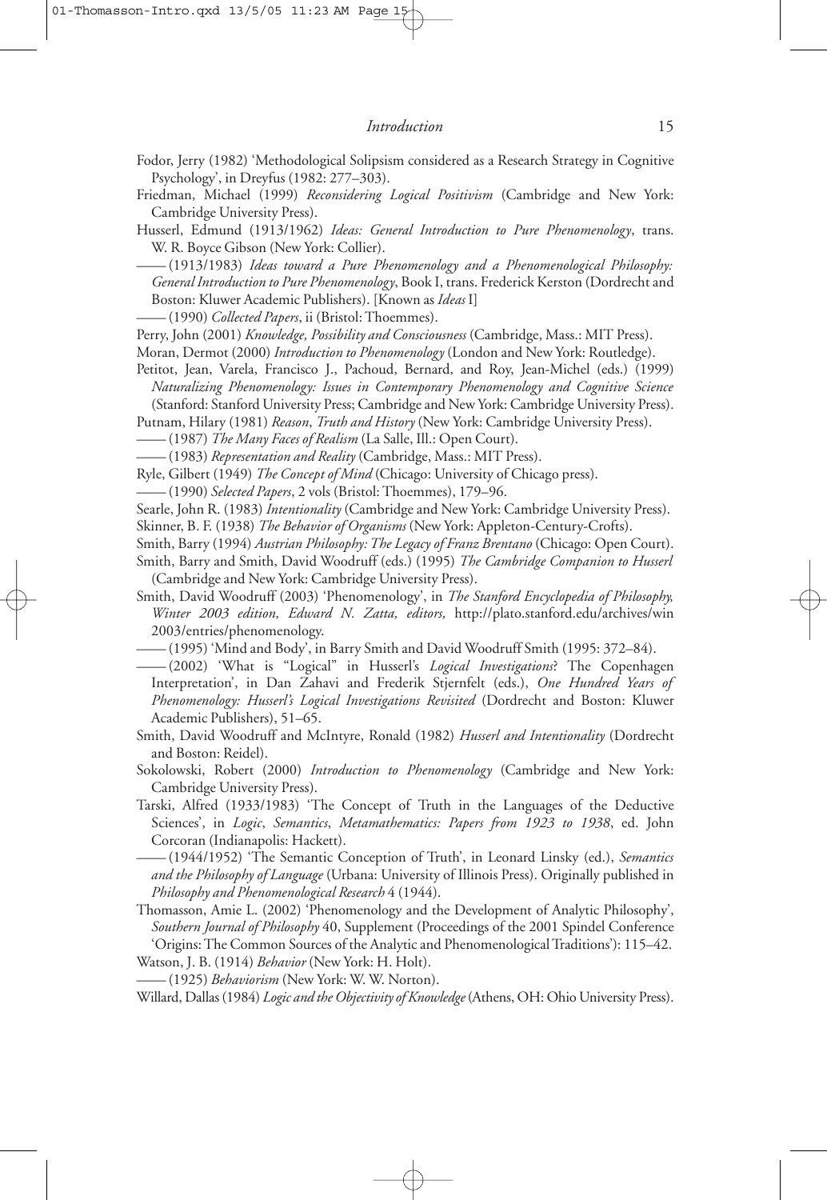Fodor, Jerry (1982) 'Methodological Solipsism considered as a Research Strategy in Cognitive Psychology', in Dreyfus (1982: 277–303).

Friedman, Michael (1999) *Reconsidering Logical Positivism* (Cambridge and New York: Cambridge University Press).

Husserl, Edmund (1913/1962) *Ideas: General Introduction to Pure Phenomenology*, trans. W. R. Boyce Gibson (New York: Collier).

—— (1913/1983) *Ideas toward a Pure Phenomenology and a Phenomenological Philosophy: General Introduction to Pure Phenomenology*, Book I, trans. Frederick Kerston (Dordrecht and Boston: Kluwer Academic Publishers). [Known as *Ideas* I]

—— (1990) *Collected Papers*, ii (Bristol: Thoemmes).

Perry, John (2001) *Knowledge, Possibility and Consciousness* (Cambridge, Mass.: MIT Press).

Moran, Dermot (2000) *Introduction to Phenomenology* (London and New York: Routledge).

Petitot, Jean, Varela, Francisco J., Pachoud, Bernard, and Roy, Jean-Michel (eds.) (1999) *Naturalizing Phenomenology: Issues in Contemporary Phenomenology and Cognitive Science* (Stanford: Stanford University Press; Cambridge and New York: Cambridge University Press).

Putnam, Hilary (1981) *Reason, Truth and History* (New York: Cambridge University Press).

—— (1987) *The Many Faces of Realism* (La Salle, Ill.: Open Court).

—— (1983) *Representation and Reality* (Cambridge, Mass.: MIT Press).

Ryle, Gilbert (1949) *The Concept of Mind* (Chicago: University of Chicago press).

—— (1990) *Selected Papers*, 2 vols (Bristol: Thoemmes), 179–96.

Searle, John R. (1983) *Intentionality* (Cambridge and New York: Cambridge University Press).

Skinner, B. F. (1938) *The Behavior of Organisms* (New York: Appleton-Century-Crofts).

Smith, Barry (1994) *Austrian Philosophy: The Legacy of Franz Brentano* (Chicago: Open Court).

Smith, Barry and Smith, David Woodruff (eds.) (1995) *The Cambridge Companion to Husserl* (Cambridge and New York: Cambridge University Press).

Smith, David Woodruff (2003) 'Phenomenology', in *The Stanford Encyclopedia of Philosophy, Winter 2003 edition, Edward N. Zatta, editors,* http://plato.stanford.edu/archives/win2003/entries/phenomenology.

—— (1995) 'Mind and Body', in Barry Smith and David Woodruff Smith (1995: 372–84).

—— (2002) 'What is "Logical" in Husserl's *Logical Investigations*? The Copenhagen Interpretation', in Dan Zahavi and Frederik Stjernfelt (eds.), *One Hundred Years of Phenomenology: Husserl's Logical Investigations Revisited* (Dordrecht and Boston: Kluwer Academic Publishers), 51–65.

Smith, David Woodruff and McIntyre, Ronald (1982) *Husserl and Intentionality* (Dordrecht and Boston: Reidel).

Sokolowski, Robert (2000) *Introduction to Phenomenology* (Cambridge and New York: Cambridge University Press).

Tarski, Alfred (1933/1983) 'The Concept of Truth in the Languages of the Deductive Sciences', in *Logic, Semantics, Metamathematics: Papers from 1923 to 1938*, ed. John Corcoran (Indianapolis: Hackett).

—— (1944/1952) 'The Semantic Conception of Truth', in Leonard Linsky (ed.), *Semantics and the Philosophy of Language* (Urbana: University of Illinois Press). Originally published in *Philosophy and Phenomenological Research* 4 (1944).

Thomasson, Amie L. (2002) 'Phenomenology and the Development of Analytic Philosophy', *Southern Journal of Philosophy* 40, Supplement (Proceedings of the 2001 Spindel Conference 'Origins: The Common Sources of the Analytic and Phenomenological Traditions'): 115–42.

Watson, J. B. (1914) *Behavior* (New York: H. Holt).

—— (1925) *Behaviorism* (New York: W. W. Norton).

Willard, Dallas (1984) *Logic and the Objectivity of Knowledge* (Athens, OH: Ohio University Press).